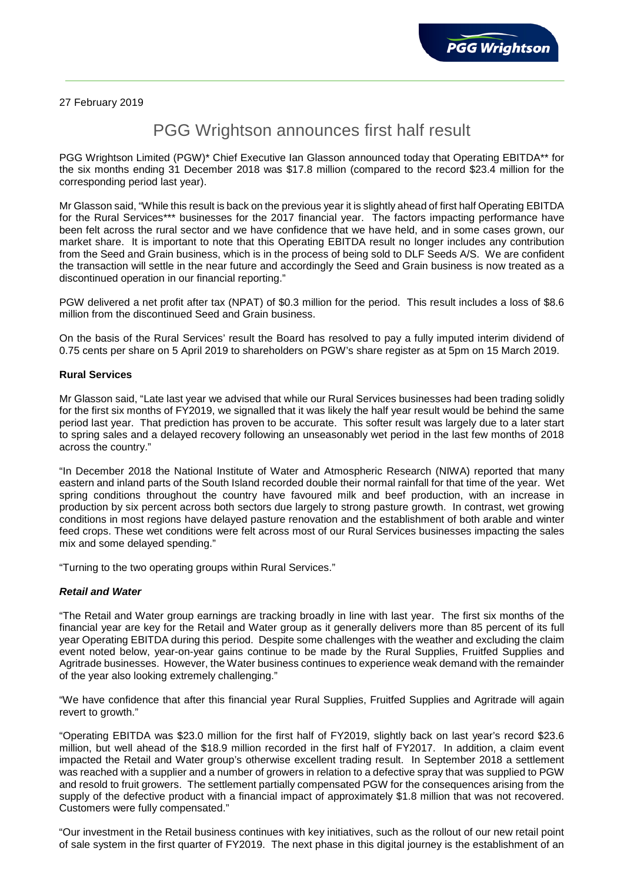27 February 2019

# PGG Wrightson announces first half result

PGG Wrightson Limited (PGW)* Chief Executive Ian Glasson announced today that Operating EBITDA** for the six months ending 31 December 2018 was $17.8 million (compared to the record $23.4 million for the corresponding period last year).

Mr Glasson said, "While this result is back on the previous year it is slightly ahead of first half Operating EBITDA for the Rural Services*** businesses for the 2017 financial year. The factors impacting performance have been felt across the rural sector and we have confidence that we have held, and in some cases grown, our market share. It is important to note that this Operating EBITDA result no longer includes any contribution from the Seed and Grain business, which is in the process of being sold to DLF Seeds A/S. We are confident the transaction will settle in the near future and accordingly the Seed and Grain business is now treated as a discontinued operation in our financial reporting."

PGW delivered a net profit after tax (NPAT) of $0.3 million for the period. This result includes a loss of $8.6 million from the discontinued Seed and Grain business.

On the basis of the Rural Services' result the Board has resolved to pay a fully imputed interim dividend of 0.75 cents per share on 5 April 2019 to shareholders on PGW's share register as at 5pm on 15 March 2019.

**Rural Services**

Mr Glasson said, "Late last year we advised that while our Rural Services businesses had been trading solidly for the first six months of FY2019, we signalled that it was likely the half year result would be behind the same period last year. That prediction has proven to be accurate. This softer result was largely due to a later start to spring sales and a delayed recovery following an unseasonably wet period in the last few months of 2018 across the country."

"In December 2018 the National Institute of Water and Atmospheric Research (NIWA) reported that many eastern and inland parts of the South Island recorded double their normal rainfall for that time of the year. Wet spring conditions throughout the country have favoured milk and beef production, with an increase in production by six percent across both sectors due largely to strong pasture growth. In contrast, wet growing conditions in most regions have delayed pasture renovation and the establishment of both arable and winter feed crops. These wet conditions were felt across most of our Rural Services businesses impacting the sales mix and some delayed spending."

"Turning to the two operating groups within Rural Services."

***Retail and Water***

"The Retail and Water group earnings are tracking broadly in line with last year. The first six months of the financial year are key for the Retail and Water group as it generally delivers more than 85 percent of its full year Operating EBITDA during this period. Despite some challenges with the weather and excluding the claim event noted below, year-on-year gains continue to be made by the Rural Supplies, Fruitfed Supplies and Agritrade businesses. However, the Water business continues to experience weak demand with the remainder of the year also looking extremely challenging."

"We have confidence that after this financial year Rural Supplies, Fruitfed Supplies and Agritrade will again revert to growth."

"Operating EBITDA was $23.0 million for the first half of FY2019, slightly back on last year's record $23.6 million, but well ahead of the $18.9 million recorded in the first half of FY2017. In addition, a claim event impacted the Retail and Water group's otherwise excellent trading result. In September 2018 a settlement was reached with a supplier and a number of growers in relation to a defective spray that was supplied to PGW and resold to fruit growers. The settlement partially compensated PGW for the consequences arising from the supply of the defective product with a financial impact of approximately $1.8 million that was not recovered. Customers were fully compensated."

"Our investment in the Retail business continues with key initiatives, such as the rollout of our new retail point of sale system in the first quarter of FY2019. The next phase in this digital journey is the establishment of an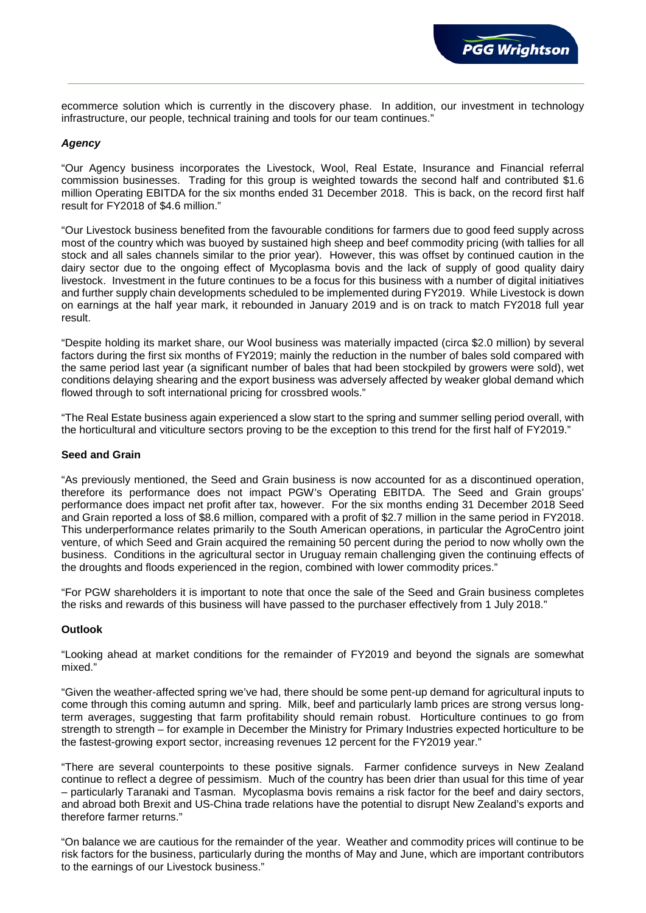ecommerce solution which is currently in the discovery phase. In addition, our investment in technology infrastructure, our people, technical training and tools for our team continues."

***Agency***

"Our Agency business incorporates the Livestock, Wool, Real Estate, Insurance and Financial referral commission businesses. Trading for this group is weighted towards the second half and contributed $1.6 million Operating EBITDA for the six months ended 31 December 2018. This is back, on the record first half result for FY2018 of $4.6 million."

"Our Livestock business benefited from the favourable conditions for farmers due to good feed supply across most of the country which was buoyed by sustained high sheep and beef commodity pricing (with tallies for all stock and all sales channels similar to the prior year). However, this was offset by continued caution in the dairy sector due to the ongoing effect of Mycoplasma bovis and the lack of supply of good quality dairy livestock. Investment in the future continues to be a focus for this business with a number of digital initiatives and further supply chain developments scheduled to be implemented during FY2019. While Livestock is down on earnings at the half year mark, it rebounded in January 2019 and is on track to match FY2018 full year result.

"Despite holding its market share, our Wool business was materially impacted (circa $2.0 million) by several factors during the first six months of FY2019; mainly the reduction in the number of bales sold compared with the same period last year (a significant number of bales that had been stockpiled by growers were sold), wet conditions delaying shearing and the export business was adversely affected by weaker global demand which flowed through to soft international pricing for crossbred wools."

"The Real Estate business again experienced a slow start to the spring and summer selling period overall, with the horticultural and viticulture sectors proving to be the exception to this trend for the first half of FY2019."

**Seed and Grain**

"As previously mentioned, the Seed and Grain business is now accounted for as a discontinued operation, therefore its performance does not impact PGW's Operating EBITDA. The Seed and Grain groups' performance does impact net profit after tax, however. For the six months ending 31 December 2018 Seed and Grain reported a loss of $8.6 million, compared with a profit of $2.7 million in the same period in FY2018. This underperformance relates primarily to the South American operations, in particular the AgroCentro joint venture, of which Seed and Grain acquired the remaining 50 percent during the period to now wholly own the business. Conditions in the agricultural sector in Uruguay remain challenging given the continuing effects of the droughts and floods experienced in the region, combined with lower commodity prices."

"For PGW shareholders it is important to note that once the sale of the Seed and Grain business completes the risks and rewards of this business will have passed to the purchaser effectively from 1 July 2018."

**Outlook**

"Looking ahead at market conditions for the remainder of FY2019 and beyond the signals are somewhat mixed."

"Given the weather-affected spring we've had, there should be some pent-up demand for agricultural inputs to come through this coming autumn and spring. Milk, beef and particularly lamb prices are strong versus long-term averages, suggesting that farm profitability should remain robust. Horticulture continues to go from strength to strength – for example in December the Ministry for Primary Industries expected horticulture to be the fastest-growing export sector, increasing revenues 12 percent for the FY2019 year."

"There are several counterpoints to these positive signals. Farmer confidence surveys in New Zealand continue to reflect a degree of pessimism. Much of the country has been drier than usual for this time of year – particularly Taranaki and Tasman. Mycoplasma bovis remains a risk factor for the beef and dairy sectors, and abroad both Brexit and US-China trade relations have the potential to disrupt New Zealand's exports and therefore farmer returns."

"On balance we are cautious for the remainder of the year. Weather and commodity prices will continue to be risk factors for the business, particularly during the months of May and June, which are important contributors to the earnings of our Livestock business."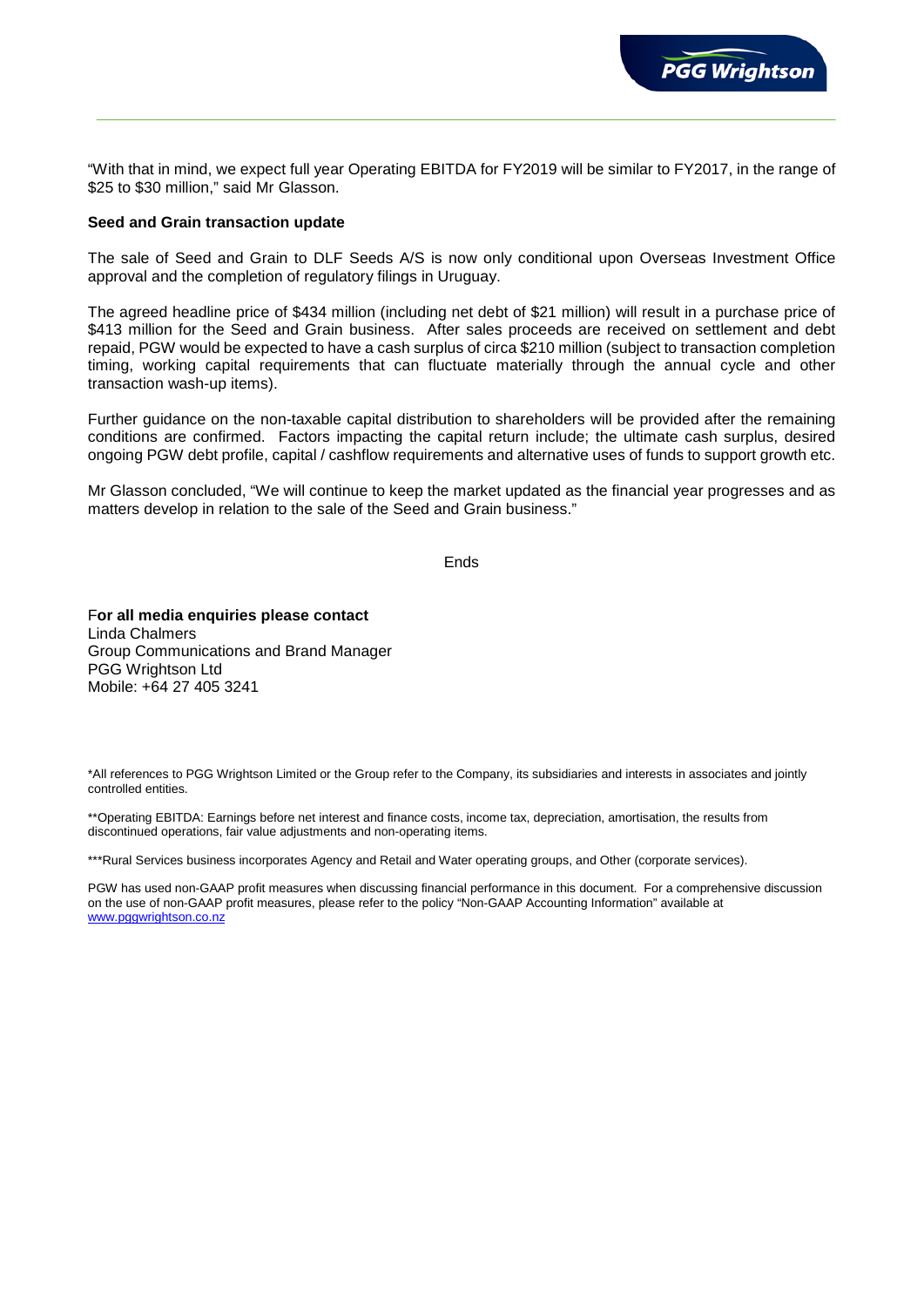"With that in mind, we expect full year Operating EBITDA for FY2019 will be similar to FY2017, in the range of $25 to $30 million," said Mr Glasson.

**Seed and Grain transaction update**

The sale of Seed and Grain to DLF Seeds A/S is now only conditional upon Overseas Investment Office approval and the completion of regulatory filings in Uruguay.

The agreed headline price of $434 million (including net debt of $21 million) will result in a purchase price of $413 million for the Seed and Grain business. After sales proceeds are received on settlement and debt repaid, PGW would be expected to have a cash surplus of circa $210 million (subject to transaction completion timing, working capital requirements that can fluctuate materially through the annual cycle and other transaction wash-up items).

Further guidance on the non-taxable capital distribution to shareholders will be provided after the remaining conditions are confirmed. Factors impacting the capital return include; the ultimate cash surplus, desired ongoing PGW debt profile, capital / cashflow requirements and alternative uses of funds to support growth etc.

Mr Glasson concluded, "We will continue to keep the market updated as the financial year progresses and as matters develop in relation to the sale of the Seed and Grain business."

Ends

**For all media enquiries please contact**
Linda Chalmers
Group Communications and Brand Manager
PGG Wrightson Ltd
Mobile: +64 27 405 3241

*All references to PGG Wrightson Limited or the Group refer to the Company, its subsidiaries and interests in associates and jointly controlled entities.

**Operating EBITDA: Earnings before net interest and finance costs, income tax, depreciation, amortisation, the results from discontinued operations, fair value adjustments and non-operating items.

***Rural Services business incorporates Agency and Retail and Water operating groups, and Other (corporate services).

PGW has used non-GAAP profit measures when discussing financial performance in this document. For a comprehensive discussion on the use of non-GAAP profit measures, please refer to the policy "Non-GAAP Accounting Information" available at www.pggwrightson.co.nz